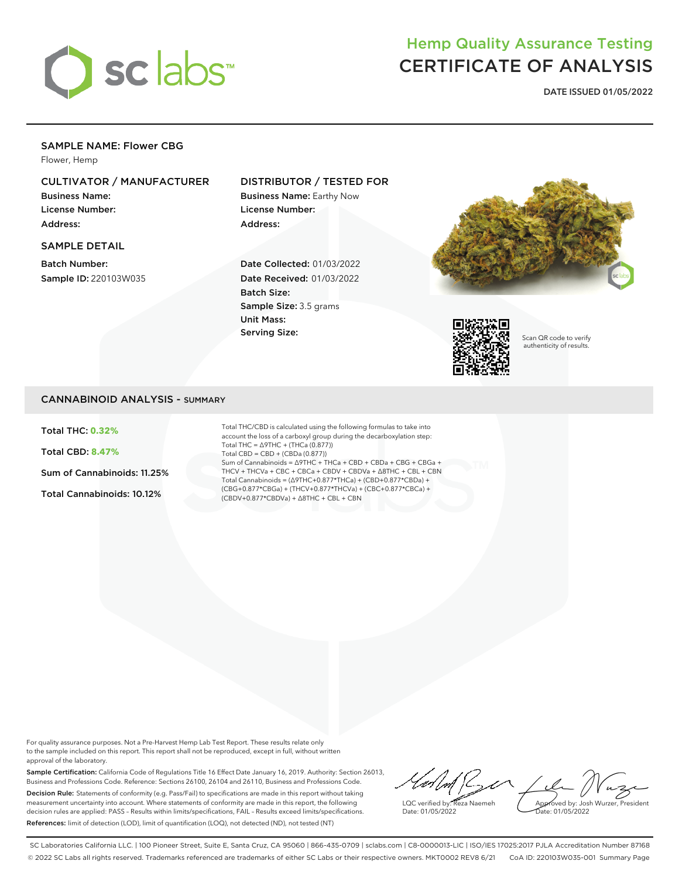# Hemp Quality Assurance Testing
# CERTIFICATE OF ANALYSIS

**DATE ISSUED 01/05/2022**

## SAMPLE NAME: Flower CBG

Flower, Hemp

### CULTIVATOR / MANUFACTURER

**Business Name:**
**License Number:**
**Address:**

### DISTRIBUTOR / TESTED FOR

**Business Name:** Earthy Now
**License Number:**
**Address:**

### SAMPLE DETAIL

**Batch Number:**
**Sample ID:** 220103W035

**Date Collected:** 01/03/2022
**Date Received:** 01/03/2022
**Batch Size:**
**Sample Size:** 3.5 grams
**Unit Mass:**
**Serving Size:**

Scan QR code to verify authenticity of results.

## CANNABINOID ANALYSIS - SUMMARY

**Total THC: 0.32%**

**Total CBD: 8.47%**

**Sum of Cannabinoids: 11.25%**

**Total Cannabinoids: 10.12%**

Total THC/CBD is calculated using the following formulas to take into account the loss of a carboxyl group during the decarboxylation step:
Total THC = Δ9THC + (THCa (0.877))
Total CBD = CBD + (CBDa (0.877))
Sum of Cannabinoids = Δ9THC + THCa + CBD + CBDa + CBG + CBGa + THCV + THCVa + CBC + CBCa + CBDV + CBDVa + Δ8THC + CBL + CBN
Total Cannabinoids = (Δ9THC+0.877*THCa) + (CBD+0.877*CBDa) + (CBG+0.877*CBGa) + (THCV+0.877*THCVa) + (CBC+0.877*CBCa) + (CBDV+0.877*CBDVa) + Δ8THC + CBL + CBN

For quality assurance purposes. Not a Pre-Harvest Hemp Lab Test Report. These results relate only to the sample included on this report. This report shall not be reproduced, except in full, without written approval of the laboratory.

**Sample Certification:** California Code of Regulations Title 16 Effect Date January 16, 2019. Authority: Section 26013, Business and Professions Code. Reference: Sections 26100, 26104 and 26110, Business and Professions Code.

**Decision Rule:** Statements of conformity (e.g. Pass/Fail) to specifications are made in this report without taking measurement uncertainty into account. Where statements of conformity are made in this report, the following decision rules are applied: PASS - Results within limits/specifications, FAIL - Results exceed limits/specifications.

**References:** limit of detection (LOD), limit of quantification (LOQ), not detected (ND), not tested (NT)

LQC verified by: Reza Naemeh
Date: 01/05/2022

Approved by: Josh Wurzer, President
Date: 01/05/2022

SC Laboratories California LLC. | 100 Pioneer Street, Suite E, Santa Cruz, CA 95060 | 866-435-0709 | sclabs.com | C8-0000013-LIC | ISO/IES 17025:2017 PJLA Accreditation Number 87168
© 2022 SC Labs all rights reserved. Trademarks referenced are trademarks of either SC Labs or their respective owners. MKT0002 REV8 6/21 CoA ID: 220103W035-001 Summary Page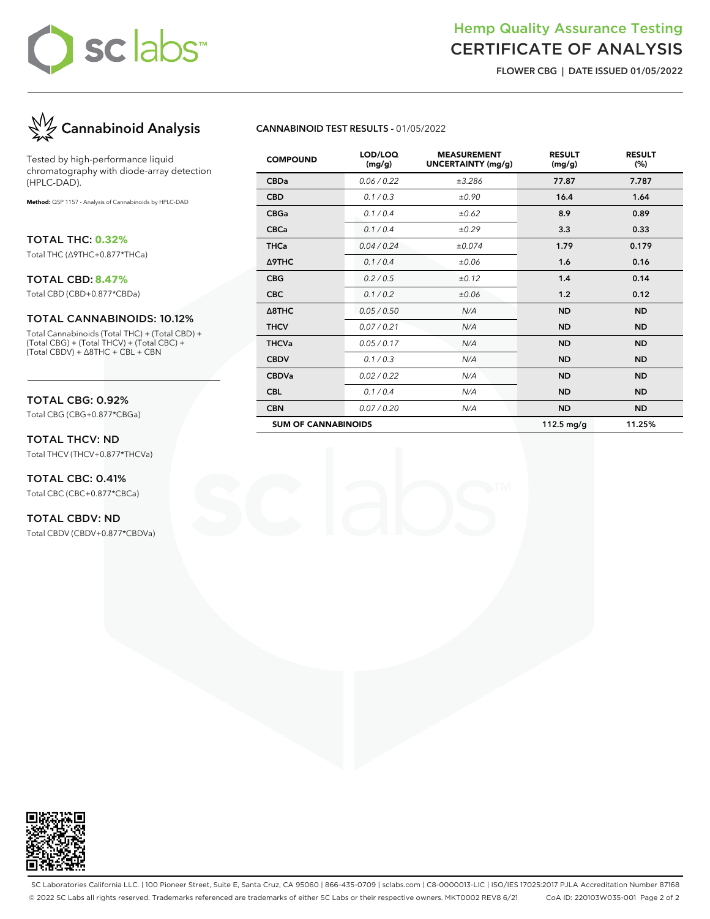# Hemp Quality Assurance Testing
# CERTIFICATE OF ANALYSIS

**FLOWER CBG | DATE ISSUED 01/05/2022**

## Cannabinoid Analysis

Tested by high-performance liquid chromatography with diode-array detection (HPLC-DAD).

**Method:** QSP 1157 - Analysis of Cannabinoids by HPLC-DAD

### TOTAL THC: 0.32%

Total THC (Δ9THC+0.877*THCa)

### TOTAL CBD: 8.47%

Total CBD (CBD+0.877*CBDa)

### TOTAL CANNABINOIDS: 10.12%

Total Cannabinoids (Total THC) + (Total CBD) + (Total CBG) + (Total THCV) + (Total CBC) + (Total CBDV) + Δ8THC + CBL + CBN

### TOTAL CBG: 0.92%

Total CBG (CBG+0.877*CBGa)

### TOTAL THCV: ND

Total THCV (THCV+0.877*THCVa)

### TOTAL CBC: 0.41%

Total CBC (CBC+0.877*CBCa)

### TOTAL CBDV: ND

Total CBDV (CBDV+0.877*CBDVa)

**CANNABINOID TEST RESULTS** - 01/05/2022

| COMPOUND | LOD/LOQ (mg/g) | MEASUREMENT UNCERTAINTY (mg/g) | RESULT (mg/g) | RESULT (%) |
|---|---|---|---|---|
| CBDa | 0.06 / 0.22 | ±3.286 | 77.87 | 7.787 |
| CBD | 0.1 / 0.3 | ±0.90 | 16.4 | 1.64 |
| CBGa | 0.1 / 0.4 | ±0.62 | 8.9 | 0.89 |
| CBCa | 0.1 / 0.4 | ±0.29 | 3.3 | 0.33 |
| THCa | 0.04 / 0.24 | ±0.074 | 1.79 | 0.179 |
| Δ9THC | 0.1 / 0.4 | ±0.06 | 1.6 | 0.16 |
| CBG | 0.2 / 0.5 | ±0.12 | 1.4 | 0.14 |
| CBC | 0.1 / 0.2 | ±0.06 | 1.2 | 0.12 |
| Δ8THC | 0.05 / 0.50 | N/A | ND | ND |
| THCV | 0.07 / 0.21 | N/A | ND | ND |
| THCVa | 0.05 / 0.17 | N/A | ND | ND |
| CBDV | 0.1 / 0.3 | N/A | ND | ND |
| CBDVa | 0.02 / 0.22 | N/A | ND | ND |
| CBL | 0.1 / 0.4 | N/A | ND | ND |
| CBN | 0.07 / 0.20 | N/A | ND | ND |
| SUM OF CANNABINOIDS | | | 112.5 mg/g | 11.25% |

SC Laboratories California LLC. | 100 Pioneer Street, Suite E, Santa Cruz, CA 95060 | 866-435-0709 | sclabs.com | C8-0000013-LIC | ISO/IES 17025:2017 PJLA Accreditation Number 87168
© 2022 SC Labs all rights reserved. Trademarks referenced are trademarks of either SC Labs or their respective owners. MKT0002 REV8 6/21 CoA ID: 220103W035-001